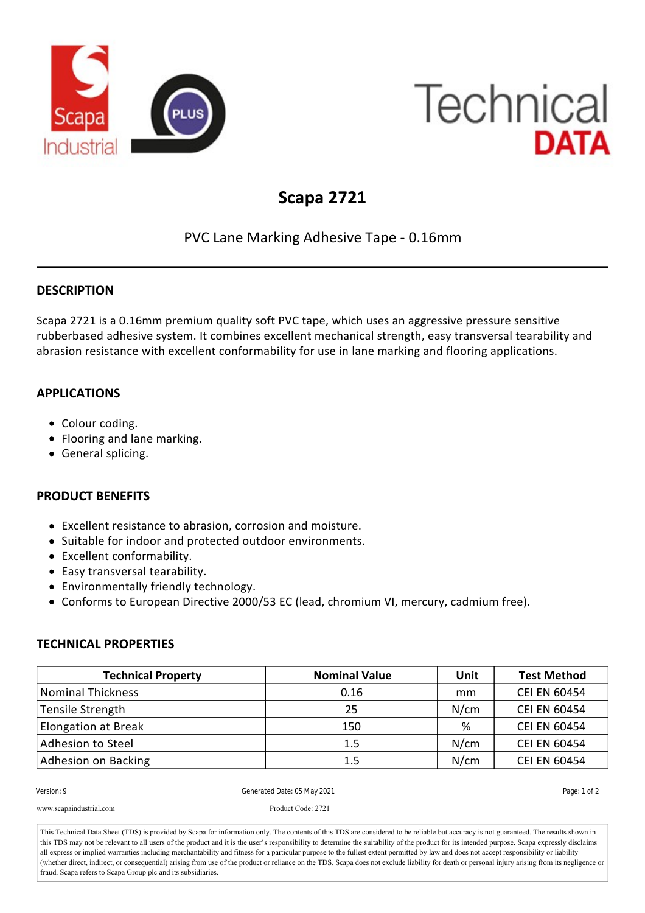# Scapa 2721

PVC Lane Marking Adhesive Tape - 0.16mm

## DESCRIPTION

Scapa 2721 is a 0.16mm premium quality soft PVC tape, which uses an aggressive pressure sensitive rubberbased adhesive system. It combines excellent mechanical strength, easy transversal tearability and abrasion resistance with excellent conformability for use in lane marking and flooring applications.

## APPLICATIONS

- Colour coding.
- Flooring and lane marking.
- General splicing.

## PRODUCT BENEFITS

- Excellent resistance to abrasion, corrosion and moisture.
- Suitable for indoor and protected outdoor environments.
- Excellent conformability.
- Easy transversal tearability.
- Environmentally friendly technology.
- Conforms to European Directive 2000/53 EC (lead, chromium VI, mercury, cadmium free).

## TECHNICAL PROPERTIES

| Technical Property | Nominal Value | Unit | Test Method |
|---|---|---|---|
| Nominal Thickness | 0.16 | mm | CEI EN 60454 |
| Tensile Strength | 25 | N/cm | CEI EN 60454 |
| Elongation at Break | 150 | % | CEI EN 60454 |
| Adhesion to Steel | 1.5 | N/cm | CEI EN 60454 |
| Adhesion on Backing | 1.5 | N/cm | CEI EN 60454 |

Version: 9 Generated Date: 05 May 2021

www.scapaindustrial.com Product Code: 2721

This Technical Data Sheet (TDS) is provided by Scapa for information only. The contents of this TDS are considered to be reliable but accuracy is not guaranteed. The results shown in this TDS may not be relevant to all users of the product and it is the user's responsibility to determine the suitability of the product for its intended purpose. Scapa expressly disclaims all express or implied warranties including merchantability and fitness for a particular purpose to the fullest extent permitted by law and does not accept responsibility or liability (whether direct, indirect, or consequential) arising from use of the product or reliance on the TDS. Scapa does not exclude liability for death or personal injury arising from its negligence or fraud. Scapa refers to Scapa Group plc and its subsidiaries.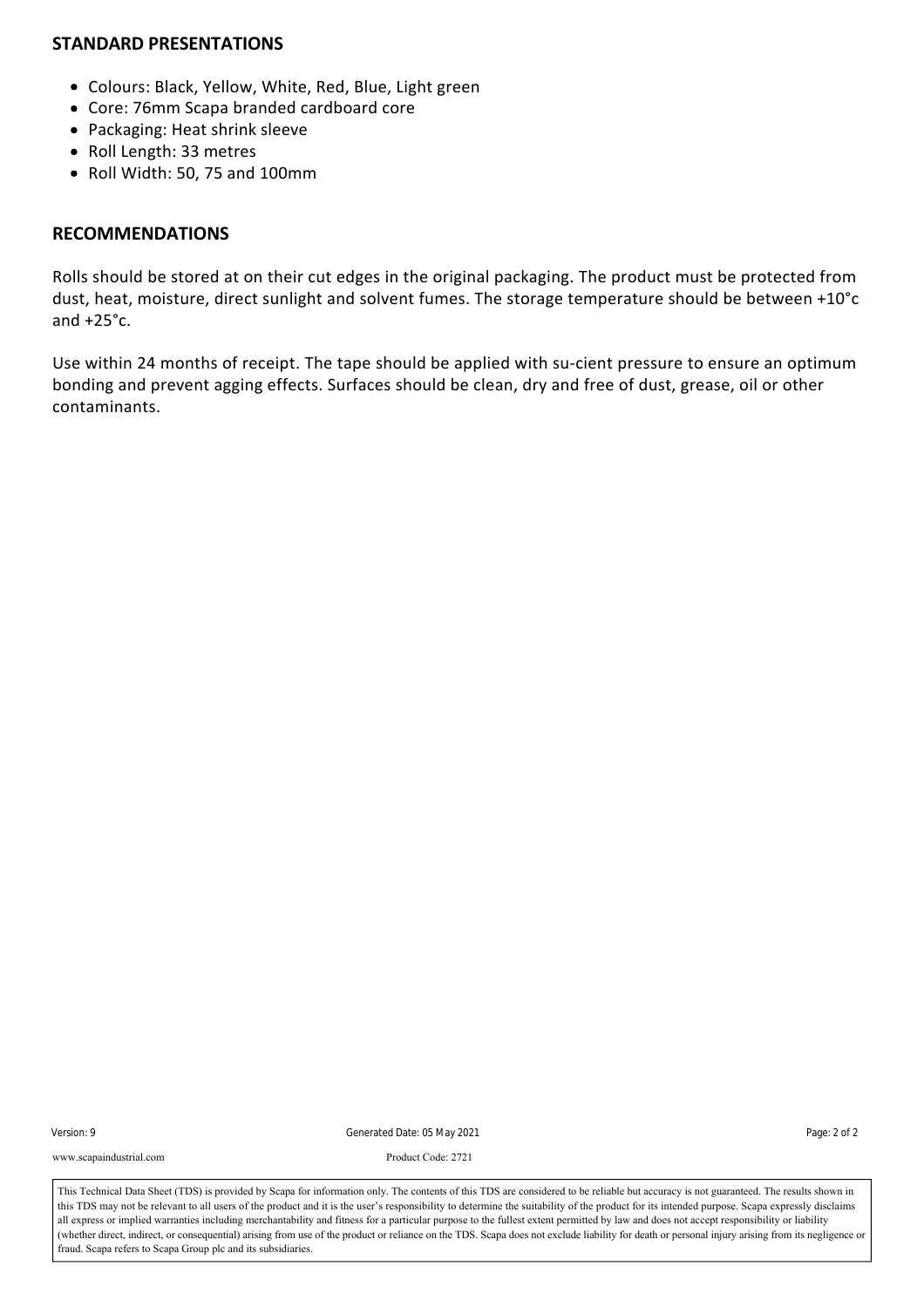## STANDARD PRESENTATIONS

- Colours: Black, Yellow, White, Red, Blue, Light green
- Core: 76mm Scapa branded cardboard core
- Packaging: Heat shrink sleeve
- Roll Length: 33 metres
- Roll Width: 50, 75 and 100mm

## RECOMMENDATIONS

Rolls should be stored at on their cut edges in the original packaging. The product must be protected from dust, heat, moisture, direct sunlight and solvent fumes. The storage temperature should be between +10°c and +25°c.

Use within 24 months of receipt. The tape should be applied with su-cient pressure to ensure an optimum bonding and prevent agging effects. Surfaces should be clean, dry and free of dust, grease, oil or other contaminants.

Version: 9 Generated Date: 05 May 2021

www.scapaindustrial.com Product Code: 2721

This Technical Data Sheet (TDS) is provided by Scapa for information only. The contents of this TDS are considered to be reliable but accuracy is not guaranteed. The results shown in this TDS may not be relevant to all users of the product and it is the user's responsibility to determine the suitability of the product for its intended purpose. Scapa expressly disclaims all express or implied warranties including merchantability and fitness for a particular purpose to the fullest extent permitted by law and does not accept responsibility or liability (whether direct, indirect, or consequential) arising from use of the product or reliance on the TDS. Scapa does not exclude liability for death or personal injury arising from its negligence or fraud. Scapa refers to Scapa Group plc and its subsidiaries.